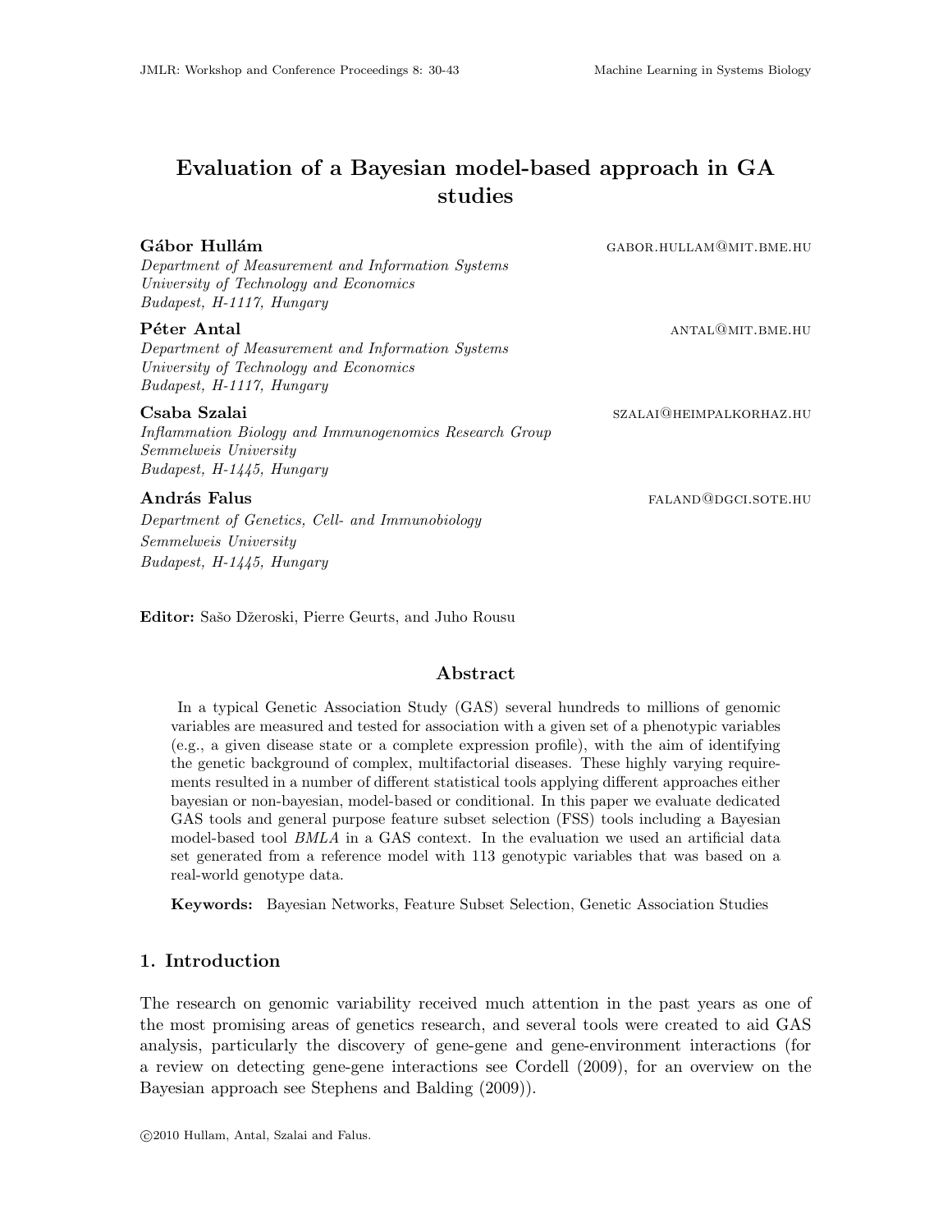# Evaluation of a Bayesian model-based approach in GA studies

**Gábor Hullám** GABOR.HULLAM@MIT.BME.HU
*Department of Measurement and Information Systems*
*University of Technology and Economics*
*Budapest, H-1117, Hungary*

**Péter Antal** ANTAL@MIT.BME.HU
*Department of Measurement and Information Systems*
*University of Technology and Economics*
*Budapest, H-1117, Hungary*

**Csaba Szalai** SZALAI@HEIMPALKORHAZ.HU
*Inflammation Biology and Immunogenomics Research Group*
*Semmelweis University*
*Budapest, H-1445, Hungary*

**András Falus** FALAND@DGCI.SOTE.HU
*Department of Genetics, Cell- and Immunobiology*
*Semmelweis University*
*Budapest, H-1445, Hungary*

**Editor:** Sašo Džeroski, Pierre Geurts, and Juho Rousu

## Abstract

In a typical Genetic Association Study (GAS) several hundreds to millions of genomic variables are measured and tested for association with a given set of a phenotypic variables (e.g., a given disease state or a complete expression profile), with the aim of identifying the genetic background of complex, multifactorial diseases. These highly varying requirements resulted in a number of different statistical tools applying different approaches either bayesian or non-bayesian, model-based or conditional. In this paper we evaluate dedicated GAS tools and general purpose feature subset selection (FSS) tools including a Bayesian model-based tool *BMLA* in a GAS context. In the evaluation we used an artificial data set generated from a reference model with 113 genotypic variables that was based on a real-world genotype data.

**Keywords:** Bayesian Networks, Feature Subset Selection, Genetic Association Studies

## 1. Introduction

The research on genomic variability received much attention in the past years as one of the most promising areas of genetics research, and several tools were created to aid GAS analysis, particularly the discovery of gene-gene and gene-environment interactions (for a review on detecting gene-gene interactions see Cordell (2009), for an overview on the Bayesian approach see Stephens and Balding (2009)).

©2010 Hullam, Antal, Szalai and Falus.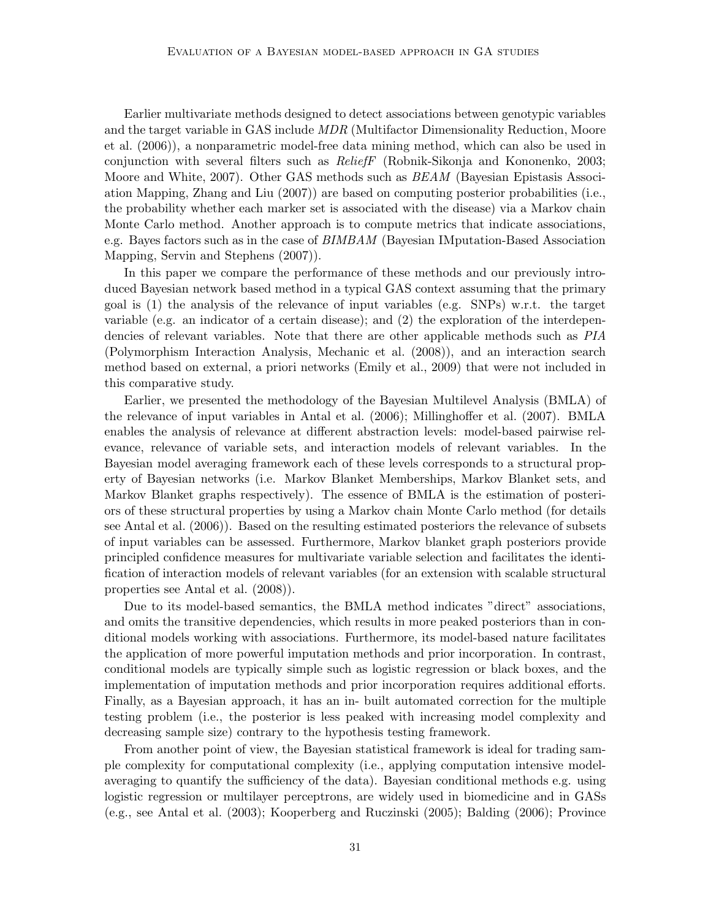Earlier multivariate methods designed to detect associations between genotypic variables and the target variable in GAS include *MDR* (Multifactor Dimensionality Reduction, Moore et al. (2006)), a nonparametric model-free data mining method, which can also be used in conjunction with several filters such as *ReliefF* (Robnik-Sikonja and Kononenko, 2003; Moore and White, 2007). Other GAS methods such as *BEAM* (Bayesian Epistasis Association Mapping, Zhang and Liu (2007)) are based on computing posterior probabilities (i.e., the probability whether each marker set is associated with the disease) via a Markov chain Monte Carlo method. Another approach is to compute metrics that indicate associations, e.g. Bayes factors such as in the case of *BIMBAM* (Bayesian IMputation-Based Association Mapping, Servin and Stephens (2007)).

In this paper we compare the performance of these methods and our previously introduced Bayesian network based method in a typical GAS context assuming that the primary goal is (1) the analysis of the relevance of input variables (e.g. SNPs) w.r.t. the target variable (e.g. an indicator of a certain disease); and (2) the exploration of the interdependencies of relevant variables. Note that there are other applicable methods such as *PIA* (Polymorphism Interaction Analysis, Mechanic et al. (2008)), and an interaction search method based on external, a priori networks (Emily et al., 2009) that were not included in this comparative study.

Earlier, we presented the methodology of the Bayesian Multilevel Analysis (BMLA) of the relevance of input variables in Antal et al. (2006); Millinghoffer et al. (2007). BMLA enables the analysis of relevance at different abstraction levels: model-based pairwise relevance, relevance of variable sets, and interaction models of relevant variables. In the Bayesian model averaging framework each of these levels corresponds to a structural property of Bayesian networks (i.e. Markov Blanket Memberships, Markov Blanket sets, and Markov Blanket graphs respectively). The essence of BMLA is the estimation of posteriors of these structural properties by using a Markov chain Monte Carlo method (for details see Antal et al. (2006)). Based on the resulting estimated posteriors the relevance of subsets of input variables can be assessed. Furthermore, Markov blanket graph posteriors provide principled confidence measures for multivariate variable selection and facilitates the identification of interaction models of relevant variables (for an extension with scalable structural properties see Antal et al. (2008)).

Due to its model-based semantics, the BMLA method indicates "direct" associations, and omits the transitive dependencies, which results in more peaked posteriors than in conditional models working with associations. Furthermore, its model-based nature facilitates the application of more powerful imputation methods and prior incorporation. In contrast, conditional models are typically simple such as logistic regression or black boxes, and the implementation of imputation methods and prior incorporation requires additional efforts. Finally, as a Bayesian approach, it has an in- built automated correction for the multiple testing problem (i.e., the posterior is less peaked with increasing model complexity and decreasing sample size) contrary to the hypothesis testing framework.

From another point of view, the Bayesian statistical framework is ideal for trading sample complexity for computational complexity (i.e., applying computation intensive model-averaging to quantify the sufficiency of the data). Bayesian conditional methods e.g. using logistic regression or multilayer perceptrons, are widely used in biomedicine and in GASs (e.g., see Antal et al. (2003); Kooperberg and Ruczinski (2005); Balding (2006); Province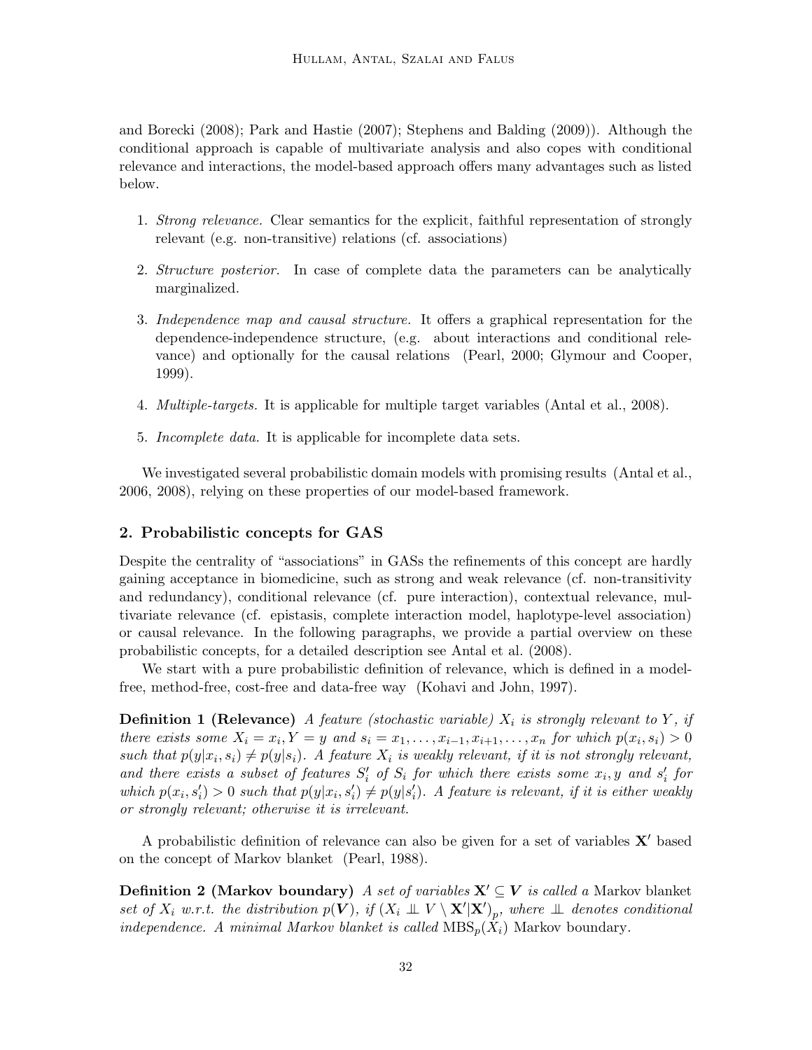and Borecki (2008); Park and Hastie (2007); Stephens and Balding (2009)). Although the conditional approach is capable of multivariate analysis and also copes with conditional relevance and interactions, the model-based approach offers many advantages such as listed below.

1. *Strong relevance.* Clear semantics for the explicit, faithful representation of strongly relevant (e.g. non-transitive) relations (cf. associations)
2. *Structure posterior.* In case of complete data the parameters can be analytically marginalized.
3. *Independence map and causal structure.* It offers a graphical representation for the dependence-independence structure, (e.g. about interactions and conditional relevance) and optionally for the causal relations (Pearl, 2000; Glymour and Cooper, 1999).
4. *Multiple-targets.* It is applicable for multiple target variables (Antal et al., 2008).
5. *Incomplete data.* It is applicable for incomplete data sets.

We investigated several probabilistic domain models with promising results (Antal et al., 2006, 2008), relying on these properties of our model-based framework.

## 2. Probabilistic concepts for GAS

Despite the centrality of "associations" in GASs the refinements of this concept are hardly gaining acceptance in biomedicine, such as strong and weak relevance (cf. non-transitivity and redundancy), conditional relevance (cf. pure interaction), contextual relevance, multivariate relevance (cf. epistasis, complete interaction model, haplotype-level association) or causal relevance. In the following paragraphs, we provide a partial overview on these probabilistic concepts, for a detailed description see Antal et al. (2008).

We start with a pure probabilistic definition of relevance, which is defined in a model-free, method-free, cost-free and data-free way (Kohavi and John, 1997).

**Definition 1 (Relevance)** *A feature (stochastic variable) $X_i$ is strongly relevant to $Y$, if there exists some $X_i = x_i, Y = y$ and $s_i = x_1, \ldots, x_{i-1}, x_{i+1}, \ldots, x_n$ for which $p(x_i, s_i) > 0$ such that $p(y|x_i, s_i) \neq p(y|s_i)$. A feature $X_i$ is weakly relevant, if it is not strongly relevant, and there exists a subset of features $S'_i$ of $S_i$ for which there exists some $x_i, y$ and $s'_i$ for which $p(x_i, s'_i) > 0$ such that $p(y|x_i, s'_i) \neq p(y|s'_i)$. A feature is relevant, if it is either weakly or strongly relevant; otherwise it is irrelevant.*

A probabilistic definition of relevance can also be given for a set of variables $\mathbf{X}'$ based on the concept of Markov blanket (Pearl, 1988).

**Definition 2 (Markov boundary)** *A set of variables $\mathbf{X}' \subseteq \boldsymbol{V}$ is called a* Markov blanket *set of $X_i$ w.r.t. the distribution $p(\boldsymbol{V})$, if $(X_i \perp\!\!\!\perp V \setminus \mathbf{X}' | \mathbf{X}')_p$, where $\perp\!\!\!\perp$ denotes conditional independence. A minimal Markov blanket is called $\mathrm{MBS}_p(X_i)$ Markov boundary.*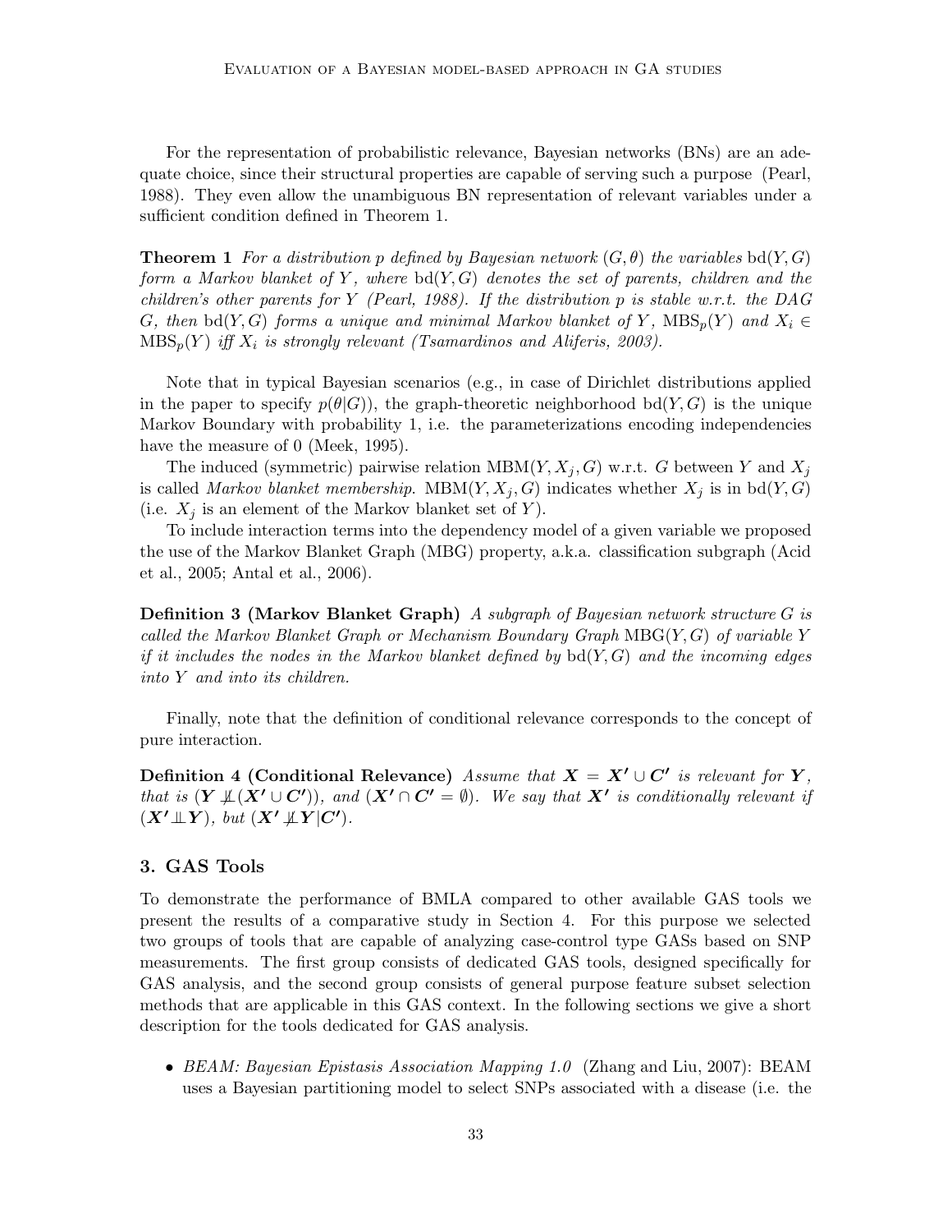For the representation of probabilistic relevance, Bayesian networks (BNs) are an adequate choice, since their structural properties are capable of serving such a purpose (Pearl, 1988). They even allow the unambiguous BN representation of relevant variables under a sufficient condition defined in Theorem 1.

**Theorem 1** *For a distribution $p$ defined by Bayesian network $(G, \theta)$ the variables $\mathrm{bd}(Y, G)$ form a Markov blanket of $Y$, where $\mathrm{bd}(Y, G)$ denotes the set of parents, children and the children's other parents for $Y$ (Pearl, 1988). If the distribution $p$ is stable w.r.t. the DAG $G$, then $\mathrm{bd}(Y, G)$ forms a unique and minimal Markov blanket of $Y$, $\mathrm{MBS}_p(Y)$ and $X_i \in \mathrm{MBS}_p(Y)$ iff $X_i$ is strongly relevant (Tsamardinos and Aliferis, 2003).*

Note that in typical Bayesian scenarios (e.g., in case of Dirichlet distributions applied in the paper to specify $p(\theta|G)$), the graph-theoretic neighborhood $\mathrm{bd}(Y, G)$ is the unique Markov Boundary with probability 1, i.e. the parameterizations encoding independencies have the measure of 0 (Meek, 1995).

The induced (symmetric) pairwise relation $\mathrm{MBM}(Y, X_j, G)$ w.r.t. $G$ between $Y$ and $X_j$ is called *Markov blanket membership*. $\mathrm{MBM}(Y, X_j, G)$ indicates whether $X_j$ is in $\mathrm{bd}(Y, G)$ (i.e. $X_j$ is an element of the Markov blanket set of $Y$).

To include interaction terms into the dependency model of a given variable we proposed the use of the Markov Blanket Graph (MBG) property, a.k.a. classification subgraph (Acid et al., 2005; Antal et al., 2006).

**Definition 3 (Markov Blanket Graph)** *A subgraph of Bayesian network structure $G$ is called the Markov Blanket Graph or Mechanism Boundary Graph $\mathrm{MBG}(Y, G)$ of variable $Y$ if it includes the nodes in the Markov blanket defined by $\mathrm{bd}(Y, G)$ and the incoming edges into $Y$ and into its children.*

Finally, note that the definition of conditional relevance corresponds to the concept of pure interaction.

**Definition 4 (Conditional Relevance)** *Assume that $\boldsymbol{X} = \boldsymbol{X'} \cup \boldsymbol{C'}$ is relevant for $\boldsymbol{Y}$, that is $(\boldsymbol{Y} \not\perp\!\!\!\perp (\boldsymbol{X'} \cup \boldsymbol{C'}))$, and $(\boldsymbol{X'} \cap \boldsymbol{C'} = \emptyset)$. We say that $\boldsymbol{X'}$ is conditionally relevant if $(\boldsymbol{X'} \perp\!\!\!\perp \boldsymbol{Y})$, but $(\boldsymbol{X'} \not\perp\!\!\!\perp \boldsymbol{Y} | \boldsymbol{C'})$.*

## 3. GAS Tools

To demonstrate the performance of BMLA compared to other available GAS tools we present the results of a comparative study in Section 4. For this purpose we selected two groups of tools that are capable of analyzing case-control type GASs based on SNP measurements. The first group consists of dedicated GAS tools, designed specifically for GAS analysis, and the second group consists of general purpose feature subset selection methods that are applicable in this GAS context. In the following sections we give a short description for the tools dedicated for GAS analysis.

- *BEAM: Bayesian Epistasis Association Mapping 1.0* (Zhang and Liu, 2007): BEAM uses a Bayesian partitioning model to select SNPs associated with a disease (i.e. the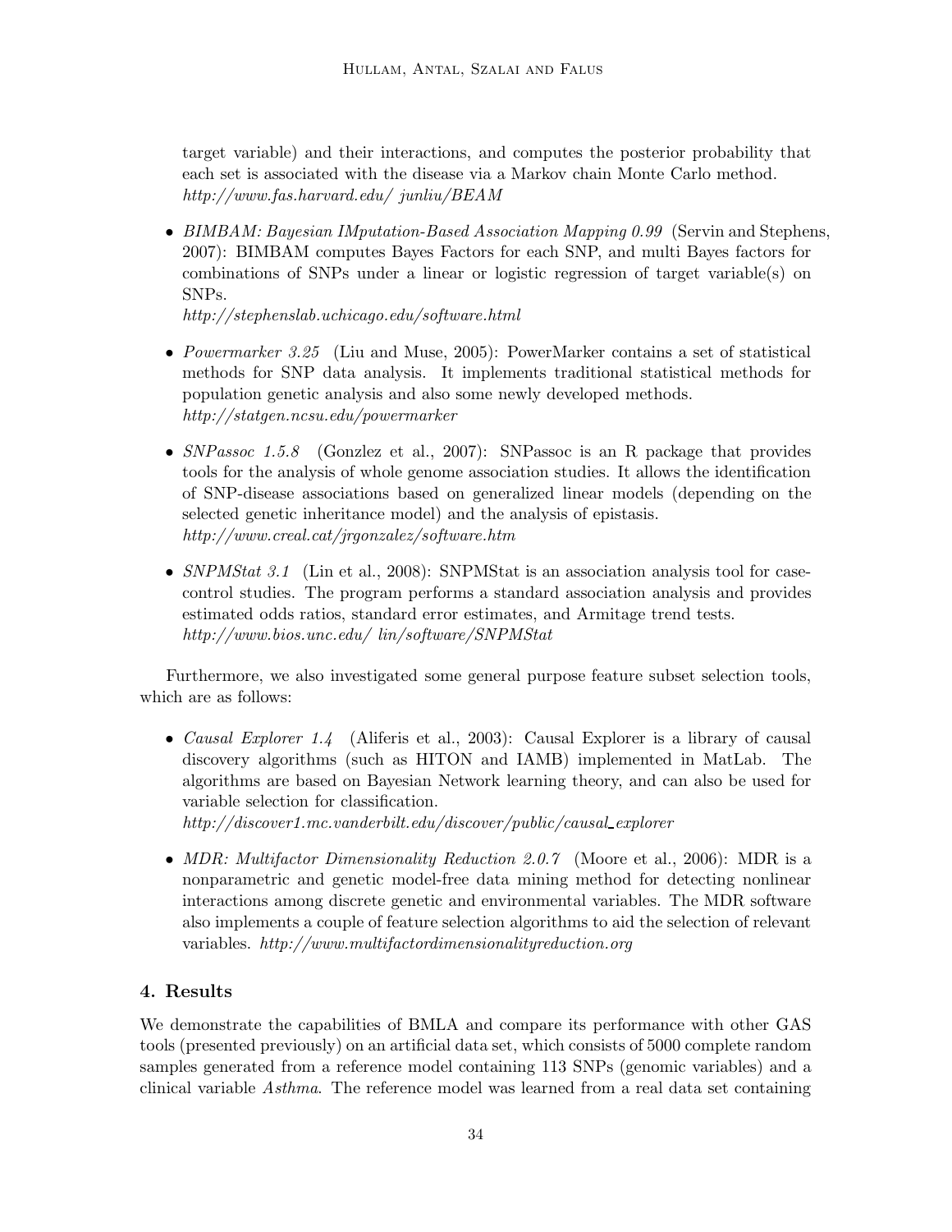target variable) and their interactions, and computes the posterior probability that each set is associated with the disease via a Markov chain Monte Carlo method. *http://www.fas.harvard.edu/ junliu/BEAM*

- *BIMBAM: Bayesian IMputation-Based Association Mapping 0.99* (Servin and Stephens, 2007): BIMBAM computes Bayes Factors for each SNP, and multi Bayes factors for combinations of SNPs under a linear or logistic regression of target variable(s) on SNPs.
  *http://stephenslab.uchicago.edu/software.html*

- *Powermarker 3.25* (Liu and Muse, 2005): PowerMarker contains a set of statistical methods for SNP data analysis. It implements traditional statistical methods for population genetic analysis and also some newly developed methods.
  *http://statgen.ncsu.edu/powermarker*

- *SNPassoc 1.5.8* (Gonzlez et al., 2007): SNPassoc is an R package that provides tools for the analysis of whole genome association studies. It allows the identification of SNP-disease associations based on generalized linear models (depending on the selected genetic inheritance model) and the analysis of epistasis.
  *http://www.creal.cat/jrgonzalez/software.htm*

- *SNPMStat 3.1* (Lin et al., 2008): SNPMStat is an association analysis tool for case-control studies. The program performs a standard association analysis and provides estimated odds ratios, standard error estimates, and Armitage trend tests.
  *http://www.bios.unc.edu/ lin/software/SNPMStat*

Furthermore, we also investigated some general purpose feature subset selection tools, which are as follows:

- *Causal Explorer 1.4* (Aliferis et al., 2003): Causal Explorer is a library of causal discovery algorithms (such as HITON and IAMB) implemented in MatLab. The algorithms are based on Bayesian Network learning theory, and can also be used for variable selection for classification.
  *http://discover1.mc.vanderbilt.edu/discover/public/causal_explorer*

- *MDR: Multifactor Dimensionality Reduction 2.0.7* (Moore et al., 2006): MDR is a nonparametric and genetic model-free data mining method for detecting nonlinear interactions among discrete genetic and environmental variables. The MDR software also implements a couple of feature selection algorithms to aid the selection of relevant variables. *http://www.multifactordimensionalityreduction.org*

## 4. Results

We demonstrate the capabilities of BMLA and compare its performance with other GAS tools (presented previously) on an artificial data set, which consists of 5000 complete random samples generated from a reference model containing 113 SNPs (genomic variables) and a clinical variable *Asthma*. The reference model was learned from a real data set containing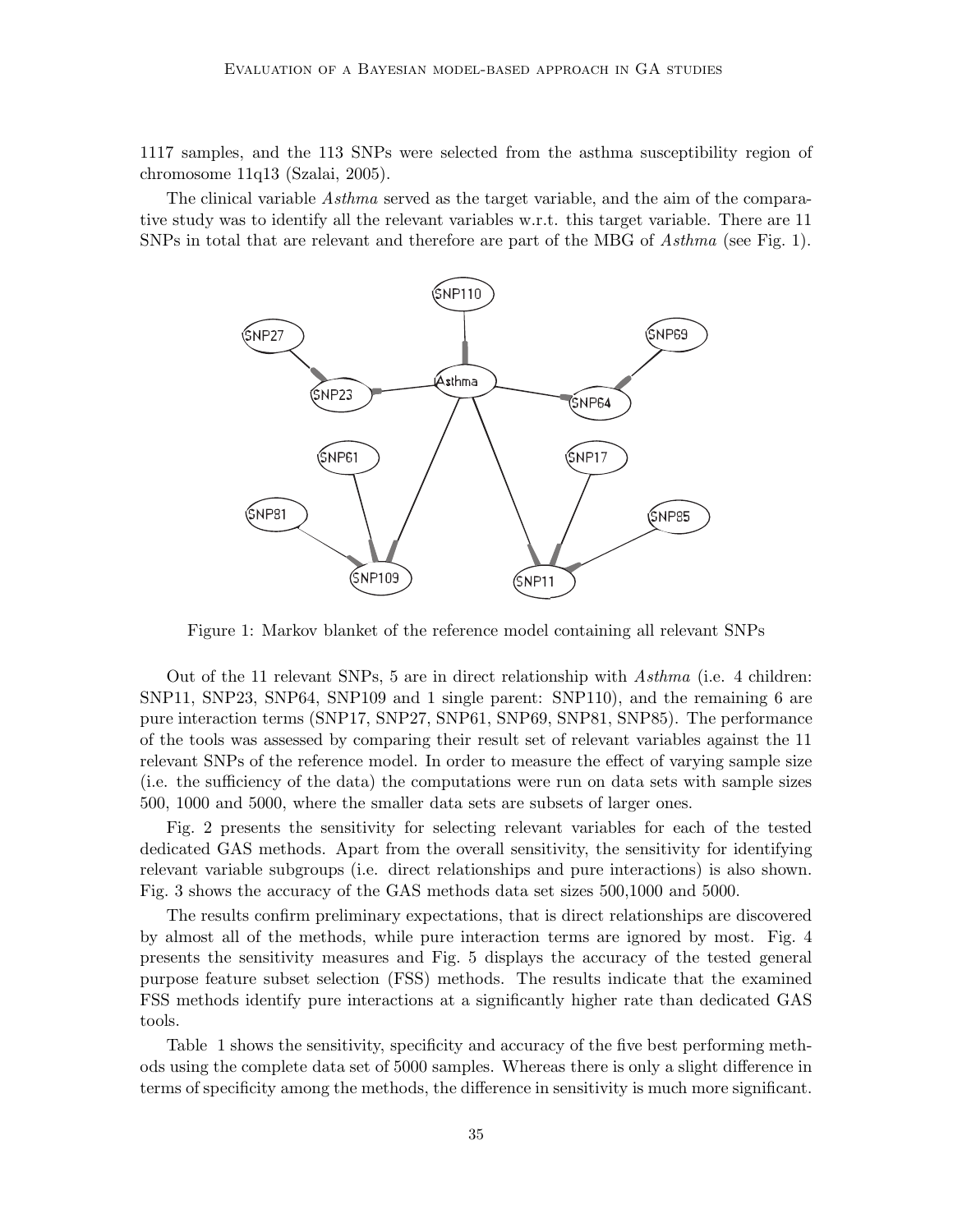1117 samples, and the 113 SNPs were selected from the asthma susceptibility region of chromosome 11q13 (Szalai, 2005).

The clinical variable *Asthma* served as the target variable, and the aim of the comparative study was to identify all the relevant variables w.r.t. this target variable. There are 11 SNPs in total that are relevant and therefore are part of the MBG of *Asthma* (see Fig. 1).

Figure 1: Markov blanket of the reference model containing all relevant SNPs

Out of the 11 relevant SNPs, 5 are in direct relationship with *Asthma* (i.e. 4 children: SNP11, SNP23, SNP64, SNP109 and 1 single parent: SNP110), and the remaining 6 are pure interaction terms (SNP17, SNP27, SNP61, SNP69, SNP81, SNP85). The performance of the tools was assessed by comparing their result set of relevant variables against the 11 relevant SNPs of the reference model. In order to measure the effect of varying sample size (i.e. the sufficiency of the data) the computations were run on data sets with sample sizes 500, 1000 and 5000, where the smaller data sets are subsets of larger ones.

Fig. 2 presents the sensitivity for selecting relevant variables for each of the tested dedicated GAS methods. Apart from the overall sensitivity, the sensitivity for identifying relevant variable subgroups (i.e. direct relationships and pure interactions) is also shown. Fig. 3 shows the accuracy of the GAS methods data set sizes 500,1000 and 5000.

The results confirm preliminary expectations, that is direct relationships are discovered by almost all of the methods, while pure interaction terms are ignored by most. Fig. 4 presents the sensitivity measures and Fig. 5 displays the accuracy of the tested general purpose feature subset selection (FSS) methods. The results indicate that the examined FSS methods identify pure interactions at a significantly higher rate than dedicated GAS tools.

Table 1 shows the sensitivity, specificity and accuracy of the five best performing methods using the complete data set of 5000 samples. Whereas there is only a slight difference in terms of specificity among the methods, the difference in sensitivity is much more significant.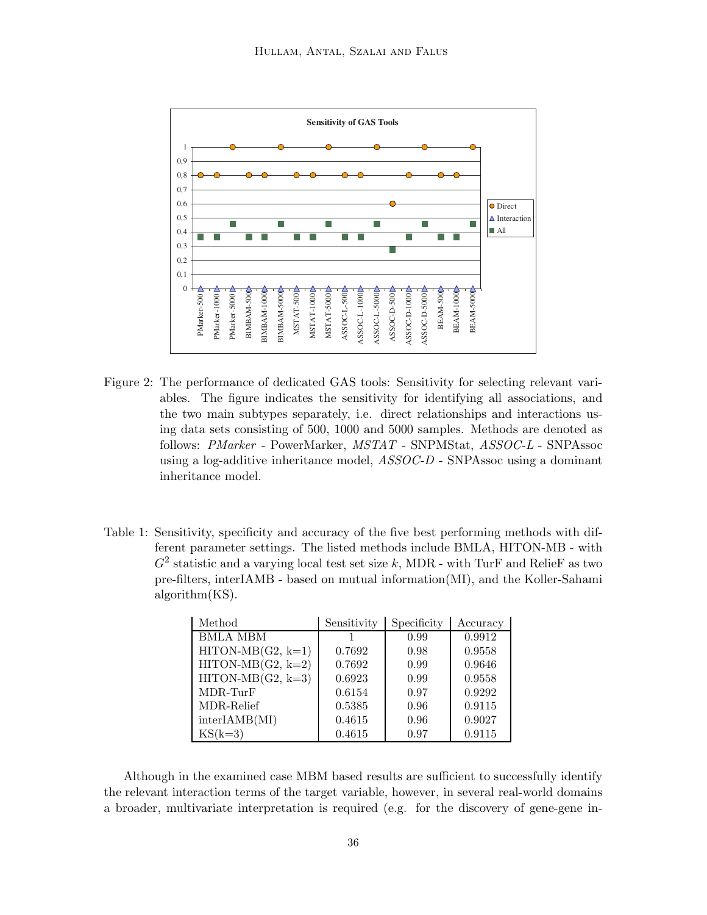Figure 2: The performance of dedicated GAS tools: Sensitivity for selecting relevant variables. The figure indicates the sensitivity for identifying all associations, and the two main subtypes separately, i.e. direct relationships and interactions using data sets consisting of 500, 1000 and 5000 samples. Methods are denoted as follows: *PMarker* - PowerMarker, *MSTAT* - SNPMStat, *ASSOC-L* - SNPAssoc using a log-additive inheritance model, *ASSOC-D* - SNPAssoc using a dominant inheritance model.

Table 1: Sensitivity, specificity and accuracy of the five best performing methods with different parameter settings. The listed methods include BMLA, HITON-MB - with $G^2$ statistic and a varying local test set size $k$, MDR - with TurF and ReliefF as two pre-filters, interIAMB - based on mutual information(MI), and the Koller-Sahami algorithm(KS).

| Method | Sensitivity | Specificity | Accuracy |
|---|---|---|---|
| BMLA MBM | 1 | 0.99 | 0.9912 |
| HITON-MB(G2, k=1) | 0.7692 | 0.98 | 0.9558 |
| HITON-MB(G2, k=2) | 0.7692 | 0.99 | 0.9646 |
| HITON-MB(G2, k=3) | 0.6923 | 0.99 | 0.9558 |
| MDR-TurF | 0.6154 | 0.97 | 0.9292 |
| MDR-Relief | 0.5385 | 0.96 | 0.9115 |
| interIAMB(MI) | 0.4615 | 0.96 | 0.9027 |
| KS(k=3) | 0.4615 | 0.97 | 0.9115 |

Although in the examined case MBM based results are sufficient to successfully identify the relevant interaction terms of the target variable, however, in several real-world domains a broader, multivariate interpretation is required (e.g. for the discovery of gene-gene in-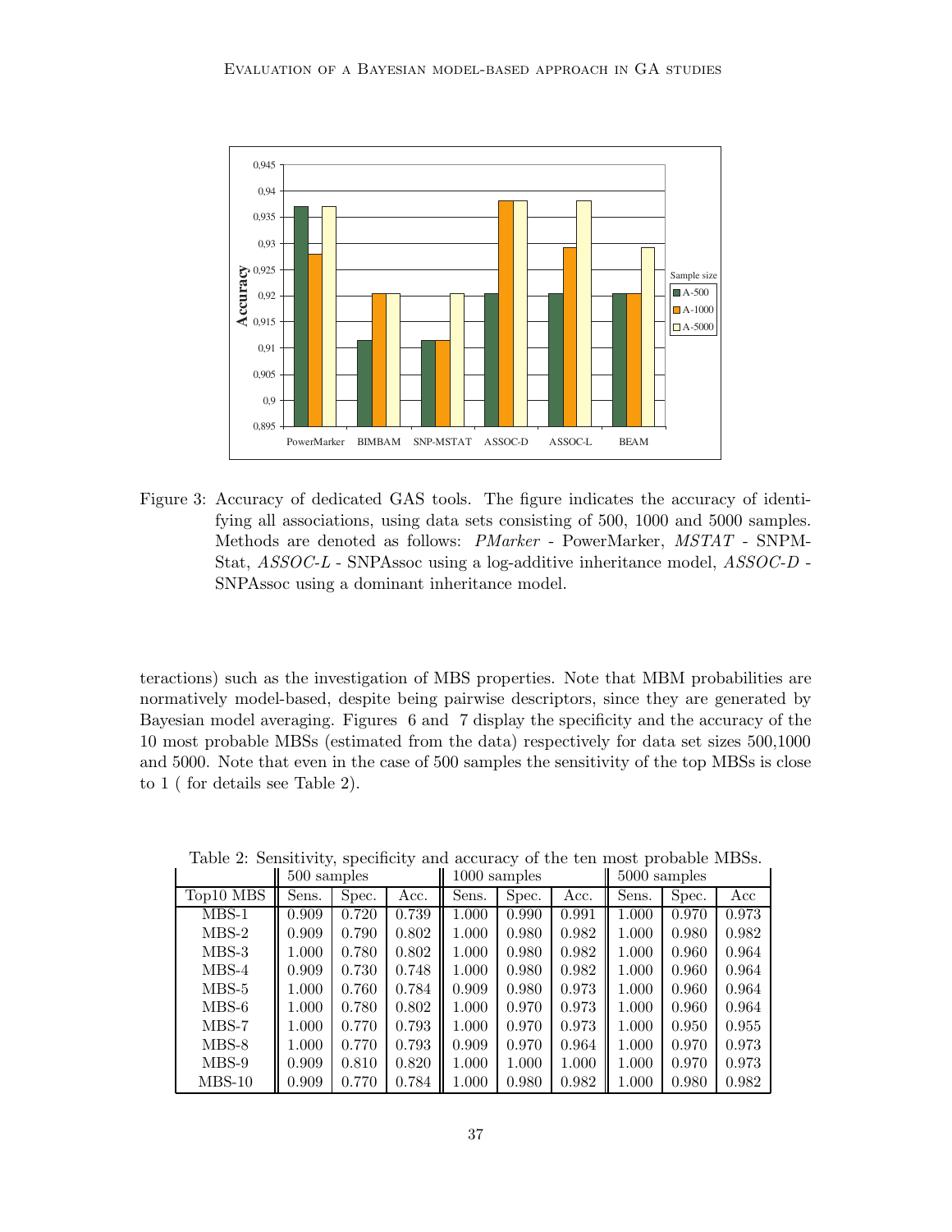Figure 3: Accuracy of dedicated GAS tools. The figure indicates the accuracy of identifying all associations, using data sets consisting of 500, 1000 and 5000 samples. Methods are denoted as follows: *PMarker* - PowerMarker, *MSTAT* - SNPMStat, *ASSOC-L* - SNPAssoc using a log-additive inheritance model, *ASSOC-D* - SNPAssoc using a dominant inheritance model.

teractions) such as the investigation of MBS properties. Note that MBM probabilities are normatively model-based, despite being pairwise descriptors, since they are generated by Bayesian model averaging. Figures 6 and 7 display the specificity and the accuracy of the 10 most probable MBSs (estimated from the data) respectively for data set sizes 500,1000 and 5000. Note that even in the case of 500 samples the sensitivity of the top MBSs is close to 1 ( for details see Table 2).

Table 2: Sensitivity, specificity and accuracy of the ten most probable MBSs.

| | 500 samples | | | 1000 samples | | | 5000 samples | | |
|---|---|---|---|---|---|---|---|---|---|
| Top10 MBS | Sens. | Spec. | Acc. | Sens. | Spec. | Acc. | Sens. | Spec. | Acc |
| MBS-1 | 0.909 | 0.720 | 0.739 | 1.000 | 0.990 | 0.991 | 1.000 | 0.970 | 0.973 |
| MBS-2 | 0.909 | 0.790 | 0.802 | 1.000 | 0.980 | 0.982 | 1.000 | 0.980 | 0.982 |
| MBS-3 | 1.000 | 0.780 | 0.802 | 1.000 | 0.980 | 0.982 | 1.000 | 0.960 | 0.964 |
| MBS-4 | 0.909 | 0.730 | 0.748 | 1.000 | 0.980 | 0.982 | 1.000 | 0.960 | 0.964 |
| MBS-5 | 1.000 | 0.760 | 0.784 | 0.909 | 0.980 | 0.973 | 1.000 | 0.960 | 0.964 |
| MBS-6 | 1.000 | 0.780 | 0.802 | 1.000 | 0.970 | 0.973 | 1.000 | 0.960 | 0.964 |
| MBS-7 | 1.000 | 0.770 | 0.793 | 1.000 | 0.970 | 0.973 | 1.000 | 0.950 | 0.955 |
| MBS-8 | 1.000 | 0.770 | 0.793 | 0.909 | 0.970 | 0.964 | 1.000 | 0.970 | 0.973 |
| MBS-9 | 0.909 | 0.810 | 0.820 | 1.000 | 1.000 | 1.000 | 1.000 | 0.970 | 0.973 |
| MBS-10 | 0.909 | 0.770 | 0.784 | 1.000 | 0.980 | 0.982 | 1.000 | 0.980 | 0.982 |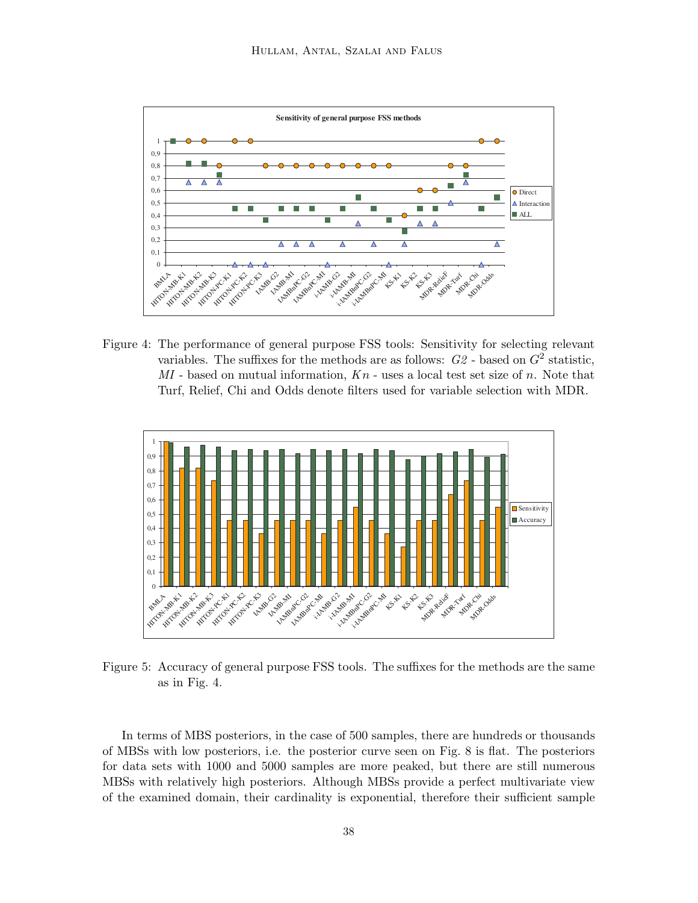Figure 4: The performance of general purpose FSS tools: Sensitivity for selecting relevant variables. The suffixes for the methods are as follows: *G2* - based on $G^2$ statistic, *MI* - based on mutual information, $Kn$ - uses a local test set size of $n$. Note that Turf, Relief, Chi and Odds denote filters used for variable selection with MDR.

Figure 5: Accuracy of general purpose FSS tools. The suffixes for the methods are the same as in Fig. 4.

In terms of MBS posteriors, in the case of 500 samples, there are hundreds or thousands of MBSs with low posteriors, i.e. the posterior curve seen on Fig. 8 is flat. The posteriors for data sets with 1000 and 5000 samples are more peaked, but there are still numerous MBSs with relatively high posteriors. Although MBSs provide a perfect multivariate view of the examined domain, their cardinality is exponential, therefore their sufficient sample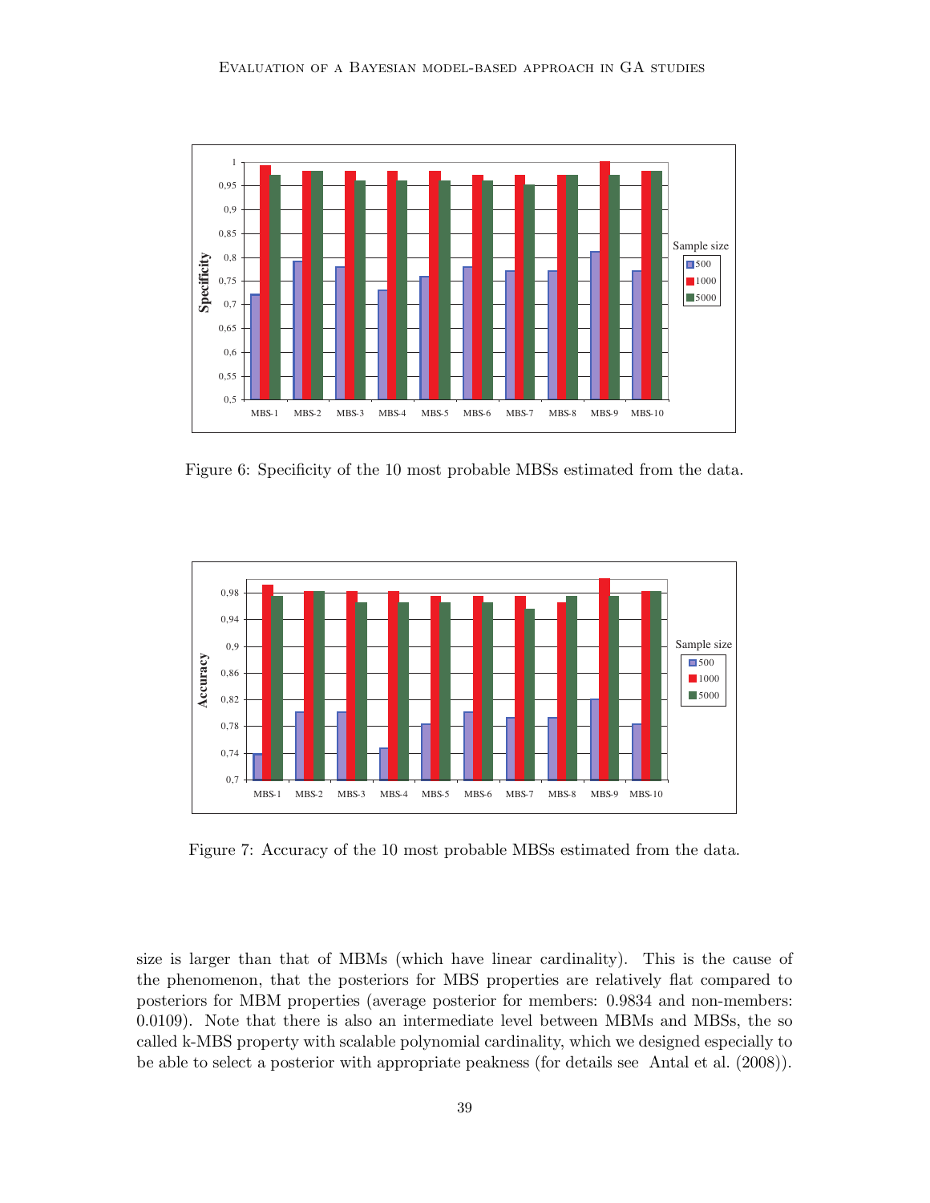Figure 6: Specificity of the 10 most probable MBSs estimated from the data.

Figure 7: Accuracy of the 10 most probable MBSs estimated from the data.

size is larger than that of MBMs (which have linear cardinality). This is the cause of the phenomenon, that the posteriors for MBS properties are relatively flat compared to posteriors for MBM properties (average posterior for members: 0.9834 and non-members: 0.0109). Note that there is also an intermediate level between MBMs and MBSs, the so called k-MBS property with scalable polynomial cardinality, which we designed especially to be able to select a posterior with appropriate peakness (for details see Antal et al. (2008)).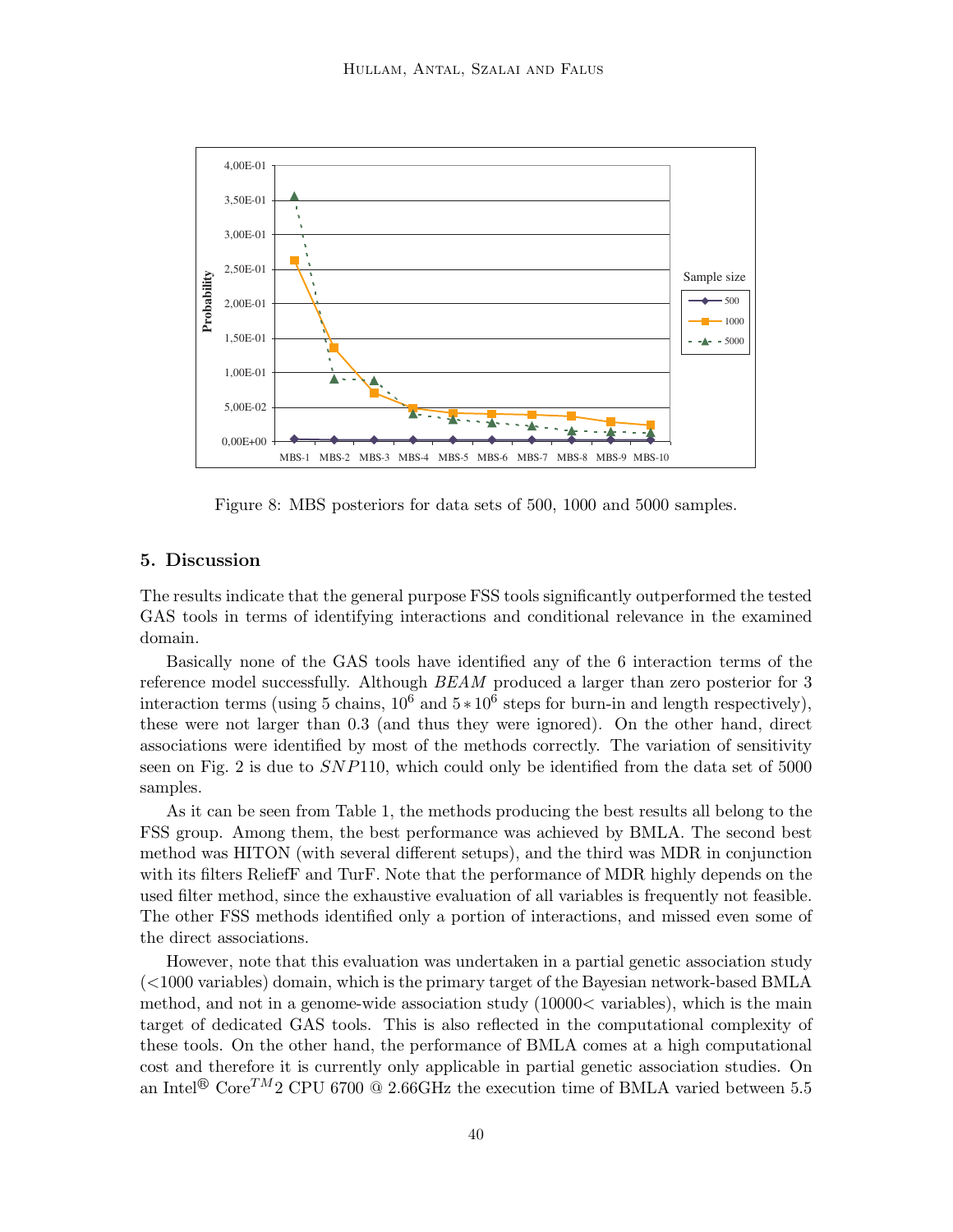Figure 8: MBS posteriors for data sets of 500, 1000 and 5000 samples.

## 5. Discussion

The results indicate that the general purpose FSS tools significantly outperformed the tested GAS tools in terms of identifying interactions and conditional relevance in the examined domain.

Basically none of the GAS tools have identified any of the 6 interaction terms of the reference model successfully. Although *BEAM* produced a larger than zero posterior for 3 interaction terms (using 5 chains, $10^6$ and $5 * 10^6$ steps for burn-in and length respectively), these were not larger than 0.3 (and thus they were ignored). On the other hand, direct associations were identified by most of the methods correctly. The variation of sensitivity seen on Fig. 2 is due to $SNP110$, which could only be identified from the data set of 5000 samples.

As it can be seen from Table 1, the methods producing the best results all belong to the FSS group. Among them, the best performance was achieved by BMLA. The second best method was HITON (with several different setups), and the third was MDR in conjunction with its filters ReliefF and TurF. Note that the performance of MDR highly depends on the used filter method, since the exhaustive evaluation of all variables is frequently not feasible. The other FSS methods identified only a portion of interactions, and missed even some of the direct associations.

However, note that this evaluation was undertaken in a partial genetic association study (<1000 variables) domain, which is the primary target of the Bayesian network-based BMLA method, and not in a genome-wide association study (10000< variables), which is the main target of dedicated GAS tools. This is also reflected in the computational complexity of these tools. On the other hand, the performance of BMLA comes at a high computational cost and therefore it is currently only applicable in partial genetic association studies. On an Intel® Core$^{TM}$2 CPU 6700 @ 2.66GHz the execution time of BMLA varied between 5.5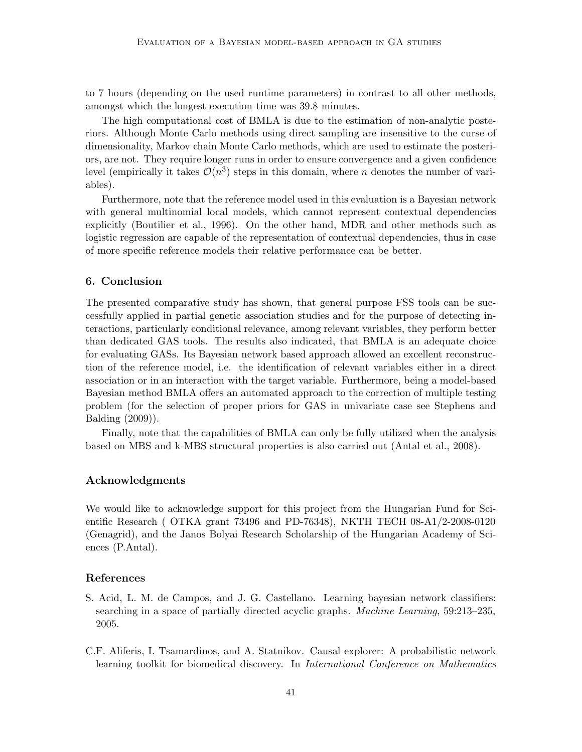to 7 hours (depending on the used runtime parameters) in contrast to all other methods, amongst which the longest execution time was 39.8 minutes.

The high computational cost of BMLA is due to the estimation of non-analytic posteriors. Although Monte Carlo methods using direct sampling are insensitive to the curse of dimensionality, Markov chain Monte Carlo methods, which are used to estimate the posteriors, are not. They require longer runs in order to ensure convergence and a given confidence level (empirically it takes $\mathcal{O}(n^3)$ steps in this domain, where $n$ denotes the number of variables).

Furthermore, note that the reference model used in this evaluation is a Bayesian network with general multinomial local models, which cannot represent contextual dependencies explicitly (Boutilier et al., 1996). On the other hand, MDR and other methods such as logistic regression are capable of the representation of contextual dependencies, thus in case of more specific reference models their relative performance can be better.

## 6. Conclusion

The presented comparative study has shown, that general purpose FSS tools can be successfully applied in partial genetic association studies and for the purpose of detecting interactions, particularly conditional relevance, among relevant variables, they perform better than dedicated GAS tools. The results also indicated, that BMLA is an adequate choice for evaluating GASs. Its Bayesian network based approach allowed an excellent reconstruction of the reference model, i.e. the identification of relevant variables either in a direct association or in an interaction with the target variable. Furthermore, being a model-based Bayesian method BMLA offers an automated approach to the correction of multiple testing problem (for the selection of proper priors for GAS in univariate case see Stephens and Balding (2009)).

Finally, note that the capabilities of BMLA can only be fully utilized when the analysis based on MBS and k-MBS structural properties is also carried out (Antal et al., 2008).

## Acknowledgments

We would like to acknowledge support for this project from the Hungarian Fund for Scientific Research ( OTKA grant 73496 and PD-76348), NKTH TECH 08-A1/2-2008-0120 (Genagrid), and the Janos Bolyai Research Scholarship of the Hungarian Academy of Sciences (P.Antal).

## References

S. Acid, L. M. de Campos, and J. G. Castellano. Learning bayesian network classifiers: searching in a space of partially directed acyclic graphs. *Machine Learning*, 59:213–235, 2005.

C.F. Aliferis, I. Tsamardinos, and A. Statnikov. Causal explorer: A probabilistic network learning toolkit for biomedical discovery. In *International Conference on Mathematics*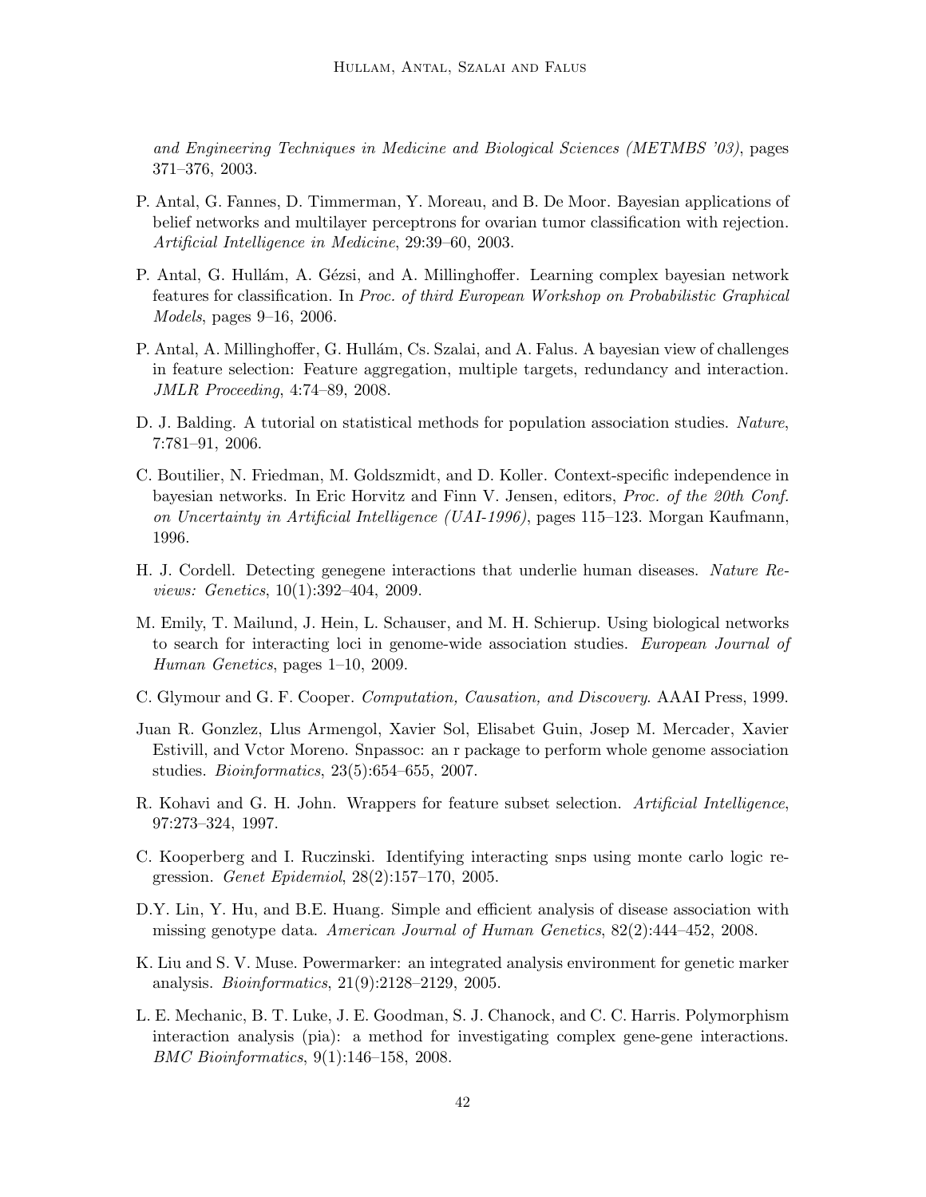*and Engineering Techniques in Medicine and Biological Sciences (METMBS '03)*, pages 371–376, 2003.

P. Antal, G. Fannes, D. Timmerman, Y. Moreau, and B. De Moor. Bayesian applications of belief networks and multilayer perceptrons for ovarian tumor classification with rejection. *Artificial Intelligence in Medicine*, 29:39–60, 2003.

P. Antal, G. Hullám, A. Gézsi, and A. Millinghoffer. Learning complex bayesian network features for classification. In *Proc. of third European Workshop on Probabilistic Graphical Models*, pages 9–16, 2006.

P. Antal, A. Millinghoffer, G. Hullám, Cs. Szalai, and A. Falus. A bayesian view of challenges in feature selection: Feature aggregation, multiple targets, redundancy and interaction. *JMLR Proceeding*, 4:74–89, 2008.

D. J. Balding. A tutorial on statistical methods for population association studies. *Nature*, 7:781–91, 2006.

C. Boutilier, N. Friedman, M. Goldszmidt, and D. Koller. Context-specific independence in bayesian networks. In Eric Horvitz and Finn V. Jensen, editors, *Proc. of the 20th Conf. on Uncertainty in Artificial Intelligence (UAI-1996)*, pages 115–123. Morgan Kaufmann, 1996.

H. J. Cordell. Detecting genegene interactions that underlie human diseases. *Nature Reviews: Genetics*, 10(1):392–404, 2009.

M. Emily, T. Mailund, J. Hein, L. Schauser, and M. H. Schierup. Using biological networks to search for interacting loci in genome-wide association studies. *European Journal of Human Genetics*, pages 1–10, 2009.

C. Glymour and G. F. Cooper. *Computation, Causation, and Discovery*. AAAI Press, 1999.

Juan R. Gonzlez, Llus Armengol, Xavier Sol, Elisabet Guin, Josep M. Mercader, Xavier Estivill, and Vctor Moreno. Snpassoc: an r package to perform whole genome association studies. *Bioinformatics*, 23(5):654–655, 2007.

R. Kohavi and G. H. John. Wrappers for feature subset selection. *Artificial Intelligence*, 97:273–324, 1997.

C. Kooperberg and I. Ruczinski. Identifying interacting snps using monte carlo logic regression. *Genet Epidemiol*, 28(2):157–170, 2005.

D.Y. Lin, Y. Hu, and B.E. Huang. Simple and efficient analysis of disease association with missing genotype data. *American Journal of Human Genetics*, 82(2):444–452, 2008.

K. Liu and S. V. Muse. Powermarker: an integrated analysis environment for genetic marker analysis. *Bioinformatics*, 21(9):2128–2129, 2005.

L. E. Mechanic, B. T. Luke, J. E. Goodman, S. J. Chanock, and C. C. Harris. Polymorphism interaction analysis (pia): a method for investigating complex gene-gene interactions. *BMC Bioinformatics*, 9(1):146–158, 2008.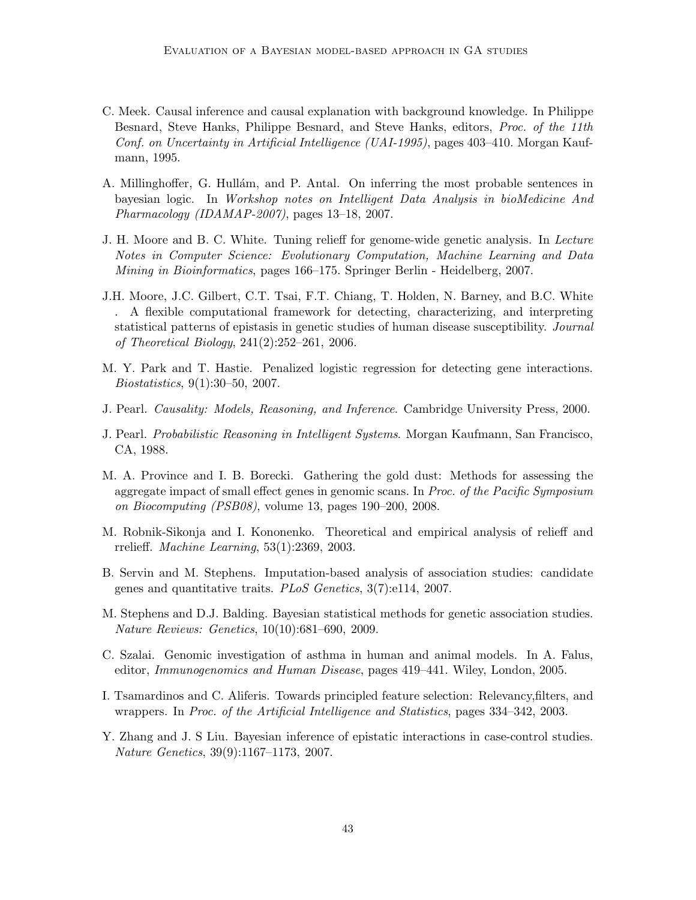C. Meek. Causal inference and causal explanation with background knowledge. In Philippe Besnard, Steve Hanks, Philippe Besnard, and Steve Hanks, editors, *Proc. of the 11th Conf. on Uncertainty in Artificial Intelligence (UAI-1995)*, pages 403–410. Morgan Kaufmann, 1995.

A. Millinghoffer, G. Hullám, and P. Antal. On inferring the most probable sentences in bayesian logic. In *Workshop notes on Intelligent Data Analysis in bioMedicine And Pharmacology (IDAMAP-2007)*, pages 13–18, 2007.

J. H. Moore and B. C. White. Tuning relieff for genome-wide genetic analysis. In *Lecture Notes in Computer Science: Evolutionary Computation, Machine Learning and Data Mining in Bioinformatics*, pages 166–175. Springer Berlin - Heidelberg, 2007.

J.H. Moore, J.C. Gilbert, C.T. Tsai, F.T. Chiang, T. Holden, N. Barney, and B.C. White . A flexible computational framework for detecting, characterizing, and interpreting statistical patterns of epistasis in genetic studies of human disease susceptibility. *Journal of Theoretical Biology*, 241(2):252–261, 2006.

M. Y. Park and T. Hastie. Penalized logistic regression for detecting gene interactions. *Biostatistics*, 9(1):30–50, 2007.

J. Pearl. *Causality: Models, Reasoning, and Inference*. Cambridge University Press, 2000.

J. Pearl. *Probabilistic Reasoning in Intelligent Systems*. Morgan Kaufmann, San Francisco, CA, 1988.

M. A. Province and I. B. Borecki. Gathering the gold dust: Methods for assessing the aggregate impact of small effect genes in genomic scans. In *Proc. of the Pacific Symposium on Biocomputing (PSB08)*, volume 13, pages 190–200, 2008.

M. Robnik-Sikonja and I. Kononenko. Theoretical and empirical analysis of relieff and rrelieff. *Machine Learning*, 53(1):2369, 2003.

B. Servin and M. Stephens. Imputation-based analysis of association studies: candidate genes and quantitative traits. *PLoS Genetics*, 3(7):e114, 2007.

M. Stephens and D.J. Balding. Bayesian statistical methods for genetic association studies. *Nature Reviews: Genetics*, 10(10):681–690, 2009.

C. Szalai. Genomic investigation of asthma in human and animal models. In A. Falus, editor, *Immunogenomics and Human Disease*, pages 419–441. Wiley, London, 2005.

I. Tsamardinos and C. Aliferis. Towards principled feature selection: Relevancy,filters, and wrappers. In *Proc. of the Artificial Intelligence and Statistics*, pages 334–342, 2003.

Y. Zhang and J. S Liu. Bayesian inference of epistatic interactions in case-control studies. *Nature Genetics*, 39(9):1167–1173, 2007.